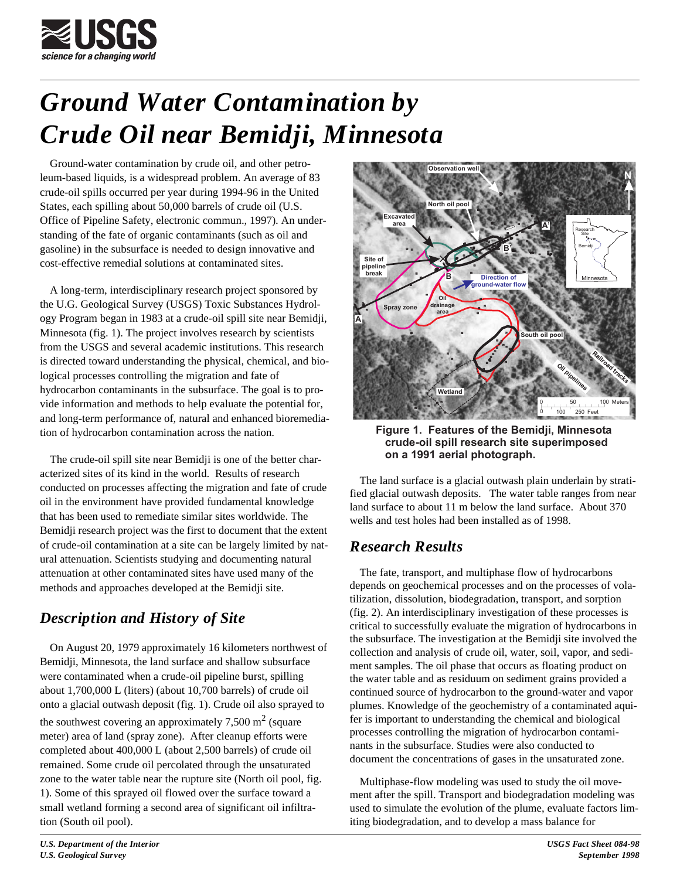# Ground Water Contamination by Crude Oil near Bemidji, Minnesota

Ground-water contamination by crude oil, and other petroleum-based liquids, is a widespread problem. An average of 83 crude-oil spills occurred per year during 1994-96 in the United States, each spilling about 50,000 barrels of crude oil (U.S. Office of Pipeline Safety, electronic commun., 1997). An understanding of the fate of organic contaminants (such as oil and gasoline) in the subsurface is needed to design innovative and cost-effective remedial solutions at contaminated sites.

A long-term, interdisciplinary research project sponsored by the U.G. Geological Survey (USGS) Toxic Substances Hydrology Program began in 1983 at a crude-oil spill site near Bemidji, Minnesota (fig. 1). The project involves research by scientists from the USGS and several academic institutions. This research is directed toward understanding the physical, chemical, and biological processes controlling the migration and fate of hydrocarbon contaminants in the subsurface. The goal is to provide information and methods to help evaluate the potential for, and long-term performance of, natural and enhanced bioremediation of hydrocarbon contamination across the nation.

The crude-oil spill site near Bemidji is one of the better characterized sites of its kind in the world. Results of research conducted on processes affecting the migration and fate of crude oil in the environment have provided fundamental knowledge that has been used to remediate similar sites worldwide. The Bemidji research project was the first to document that the extent of crude-oil contamination at a site can be largely limited by natural attenuation. Scientists studying and documenting natural attenuation at other contaminated sites have used many of the methods and approaches developed at the Bemidji site.

## Description and History of Site

On August 20, 1979 approximately 16 kilometers northwest of Bemidji, Minnesota, the land surface and shallow subsurface were contaminated when a crude-oil pipeline burst, spilling about 1,700,000 L (liters) (about 10,700 barrels) of crude oil onto a glacial outwash deposit (fig. 1). Crude oil also sprayed to the southwest covering an approximately 7,500 $m^2$ (square meter) area of land (spray zone). After cleanup efforts were completed about 400,000 L (about 2,500 barrels) of crude oil remained. Some crude oil percolated through the unsaturated zone to the water table near the rupture site (North oil pool, fig. 1). Some of this sprayed oil flowed over the surface toward a small wetland forming a second area of significant oil infiltration (South oil pool).

**Figure 1. Features of the Bemidji, Minnesota crude-oil spill research site superimposed on a 1991 aerial photograph.**

The land surface is a glacial outwash plain underlain by stratified glacial outwash deposits. The water table ranges from near land surface to about 11 m below the land surface. About 370 wells and test holes had been installed as of 1998.

## Research Results

The fate, transport, and multiphase flow of hydrocarbons depends on geochemical processes and on the processes of volatilization, dissolution, biodegradation, transport, and sorption (fig. 2). An interdisciplinary investigation of these processes is critical to successfully evaluate the migration of hydrocarbons in the subsurface. The investigation at the Bemidji site involved the collection and analysis of crude oil, water, soil, vapor, and sediment samples. The oil phase that occurs as floating product on the water table and as residuum on sediment grains provided a continued source of hydrocarbon to the ground-water and vapor plumes. Knowledge of the geochemistry of a contaminated aquifer is important to understanding the chemical and biological processes controlling the migration of hydrocarbon contaminants in the subsurface. Studies were also conducted to document the concentrations of gases in the unsaturated zone.

Multiphase-flow modeling was used to study the oil movement after the spill. Transport and biodegradation modeling was used to simulate the evolution of the plume, evaluate factors limiting biodegradation, and to develop a mass balance for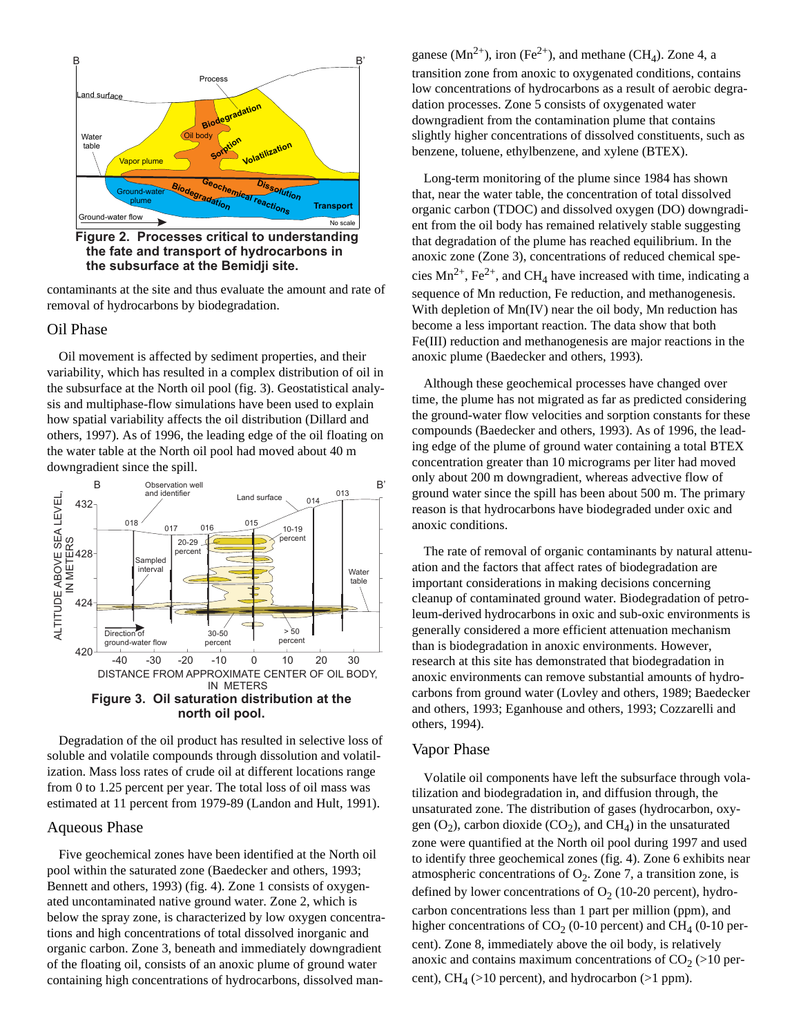**Figure 2. Processes critical to understanding the fate and transport of hydrocarbons in the subsurface at the Bemidji site.**

contaminants at the site and thus evaluate the amount and rate of removal of hydrocarbons by biodegradation.

## Oil Phase

Oil movement is affected by sediment properties, and their variability, which has resulted in a complex distribution of oil in the subsurface at the North oil pool (fig. 3). Geostatistical analysis and multiphase-flow simulations have been used to explain how spatial variability affects the oil distribution (Dillard and others, 1997). As of 1996, the leading edge of the oil floating on the water table at the North oil pool had moved about 40 m downgradient since the spill.

**Figure 3. Oil saturation distribution at the north oil pool.**

Degradation of the oil product has resulted in selective loss of soluble and volatile compounds through dissolution and volatilization. Mass loss rates of crude oil at different locations range from 0 to 1.25 percent per year. The total loss of oil mass was estimated at 11 percent from 1979-89 (Landon and Hult, 1991).

## Aqueous Phase

Five geochemical zones have been identified at the North oil pool within the saturated zone (Baedecker and others, 1993; Bennett and others, 1993) (fig. 4). Zone 1 consists of oxygenated uncontaminated native ground water. Zone 2, which is below the spray zone, is characterized by low oxygen concentrations and high concentrations of total dissolved inorganic and organic carbon. Zone 3, beneath and immediately downgradient of the floating oil, consists of an anoxic plume of ground water containing high concentrations of hydrocarbons, dissolved manganese ($Mn^{2+}$), iron ($Fe^{2+}$), and methane ($CH_4$). Zone 4, a transition zone from anoxic to oxygenated conditions, contains low concentrations of hydrocarbons as a result of aerobic degradation processes. Zone 5 consists of oxygenated water downgradient from the contamination plume that contains slightly higher concentrations of dissolved constituents, such as benzene, toluene, ethylbenzene, and xylene (BTEX).

Long-term monitoring of the plume since 1984 has shown that, near the water table, the concentration of total dissolved organic carbon (TDOC) and dissolved oxygen (DO) downgradient from the oil body has remained relatively stable suggesting that degradation of the plume has reached equilibrium. In the anoxic zone (Zone 3), concentrations of reduced chemical species $Mn^{2+}$, $Fe^{2+}$, and $CH_4$ have increased with time, indicating a sequence of Mn reduction, Fe reduction, and methanogenesis. With depletion of Mn(IV) near the oil body, Mn reduction has become a less important reaction. The data show that both Fe(III) reduction and methanogenesis are major reactions in the anoxic plume (Baedecker and others, 1993).

Although these geochemical processes have changed over time, the plume has not migrated as far as predicted considering the ground-water flow velocities and sorption constants for these compounds (Baedecker and others, 1993). As of 1996, the leading edge of the plume of ground water containing a total BTEX concentration greater than 10 micrograms per liter had moved only about 200 m downgradient, whereas advective flow of ground water since the spill has been about 500 m. The primary reason is that hydrocarbons have biodegraded under oxic and anoxic conditions.

The rate of removal of organic contaminants by natural attenuation and the factors that affect rates of biodegradation are important considerations in making decisions concerning cleanup of contaminated ground water. Biodegradation of petroleum-derived hydrocarbons in oxic and sub-oxic environments is generally considered a more efficient attenuation mechanism than is biodegradation in anoxic environments. However, research at this site has demonstrated that biodegradation in anoxic environments can remove substantial amounts of hydrocarbons from ground water (Lovley and others, 1989; Baedecker and others, 1993; Eganhouse and others, 1993; Cozzarelli and others, 1994).

## Vapor Phase

Volatile oil components have left the subsurface through volatilization and biodegradation in, and diffusion through, the unsaturated zone. The distribution of gases (hydrocarbon, oxygen ($O_2$), carbon dioxide ($CO_2$), and $CH_4$) in the unsaturated zone were quantified at the North oil pool during 1997 and used to identify three geochemical zones (fig. 4). Zone 6 exhibits near atmospheric concentrations of $O_2$. Zone 7, a transition zone, is defined by lower concentrations of $O_2$ (10-20 percent), hydrocarbon concentrations less than 1 part per million (ppm), and higher concentrations of $CO_2$ (0-10 percent) and $CH_4$ (0-10 percent). Zone 8, immediately above the oil body, is relatively anoxic and contains maximum concentrations of $CO_2$ (>10 percent), $CH_4$ (>10 percent), and hydrocarbon (>1 ppm).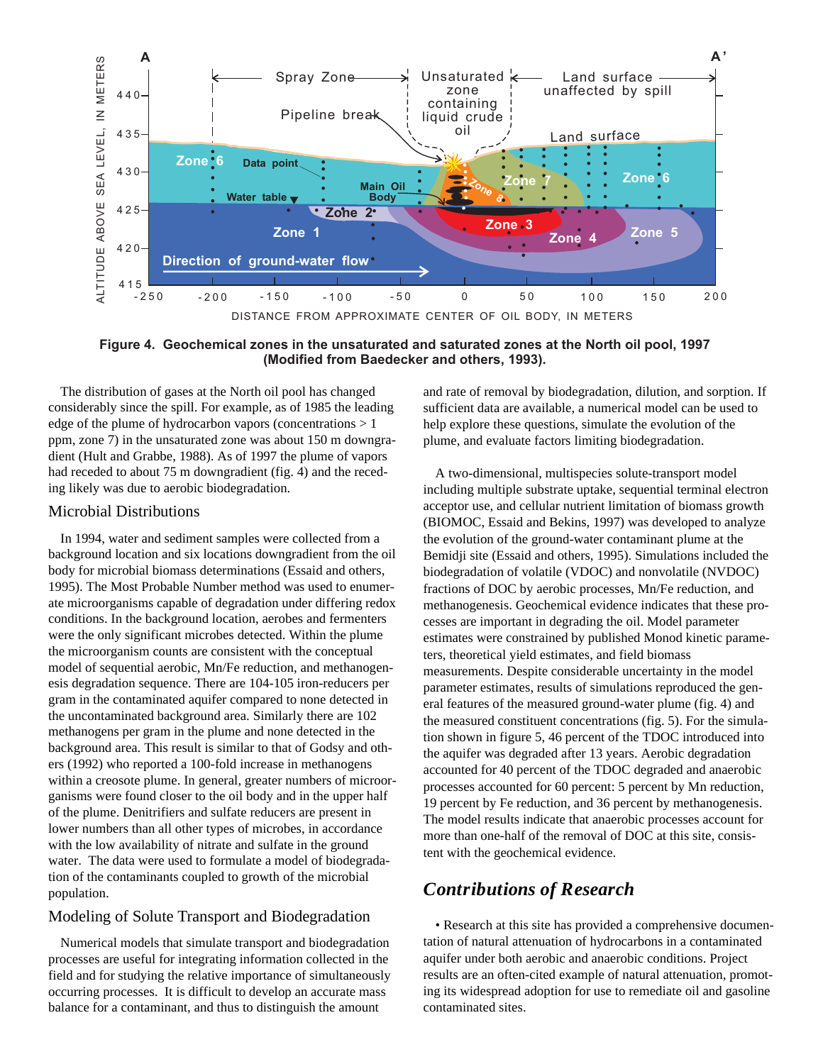**Figure 4. Geochemical zones in the unsaturated and saturated zones at the North oil pool, 1997 (Modified from Baedecker and others, 1993).**

The distribution of gases at the North oil pool has changed considerably since the spill. For example, as of 1985 the leading edge of the plume of hydrocarbon vapors (concentrations > 1 ppm, zone 7) in the unsaturated zone was about 150 m downgradient (Hult and Grabbe, 1988). As of 1997 the plume of vapors had receded to about 75 m downgradient (fig. 4) and the receding likely was due to aerobic biodegradation.

## Microbial Distributions

In 1994, water and sediment samples were collected from a background location and six locations downgradient from the oil body for microbial biomass determinations (Essaid and others, 1995). The Most Probable Number method was used to enumerate microorganisms capable of degradation under differing redox conditions. In the background location, aerobes and fermenters were the only significant microbes detected. Within the plume the microorganism counts are consistent with the conceptual model of sequential aerobic, Mn/Fe reduction, and methanogenesis degradation sequence. There are $10^4$-$10^5$ iron-reducers per gram in the contaminated aquifer compared to none detected in the uncontaminated background area. Similarly there are $10^2$ methanogens per gram in the plume and none detected in the background area. This result is similar to that of Godsy and others (1992) who reported a 100-fold increase in methanogens within a creosote plume. In general, greater numbers of microorganisms were found closer to the oil body and in the upper half of the plume. Denitrifiers and sulfate reducers are present in lower numbers than all other types of microbes, in accordance with the low availability of nitrate and sulfate in the ground water. The data were used to formulate a model of biodegradation of the contaminants coupled to growth of the microbial population.

## Modeling of Solute Transport and Biodegradation

Numerical models that simulate transport and biodegradation processes are useful for integrating information collected in the field and for studying the relative importance of simultaneously occurring processes. It is difficult to develop an accurate mass balance for a contaminant, and thus to distinguish the amount and rate of removal by biodegradation, dilution, and sorption. If sufficient data are available, a numerical model can be used to help explore these questions, simulate the evolution of the plume, and evaluate factors limiting biodegradation.

A two-dimensional, multispecies solute-transport model including multiple substrate uptake, sequential terminal electron acceptor use, and cellular nutrient limitation of biomass growth (BIOMOC, Essaid and Bekins, 1997) was developed to analyze the evolution of the ground-water contaminant plume at the Bemidji site (Essaid and others, 1995). Simulations included the biodegradation of volatile (VDOC) and nonvolatile (NVDOC) fractions of DOC by aerobic processes, Mn/Fe reduction, and methanogenesis. Geochemical evidence indicates that these processes are important in degrading the oil. Model parameter estimates were constrained by published Monod kinetic parameters, theoretical yield estimates, and field biomass measurements. Despite considerable uncertainty in the model parameter estimates, results of simulations reproduced the general features of the measured ground-water plume (fig. 4) and the measured constituent concentrations (fig. 5). For the simulation shown in figure 5, 46 percent of the TDOC introduced into the aquifer was degraded after 13 years. Aerobic degradation accounted for 40 percent of the TDOC degraded and anaerobic processes accounted for 60 percent: 5 percent by Mn reduction, 19 percent by Fe reduction, and 36 percent by methanogenesis. The model results indicate that anaerobic processes account for more than one-half of the removal of DOC at this site, consistent with the geochemical evidence.

## *Contributions of Research*

• Research at this site has provided a comprehensive documentation of natural attenuation of hydrocarbons in a contaminated aquifer under both aerobic and anaerobic conditions. Project results are an often-cited example of natural attenuation, promoting its widespread adoption for use to remediate oil and gasoline contaminated sites.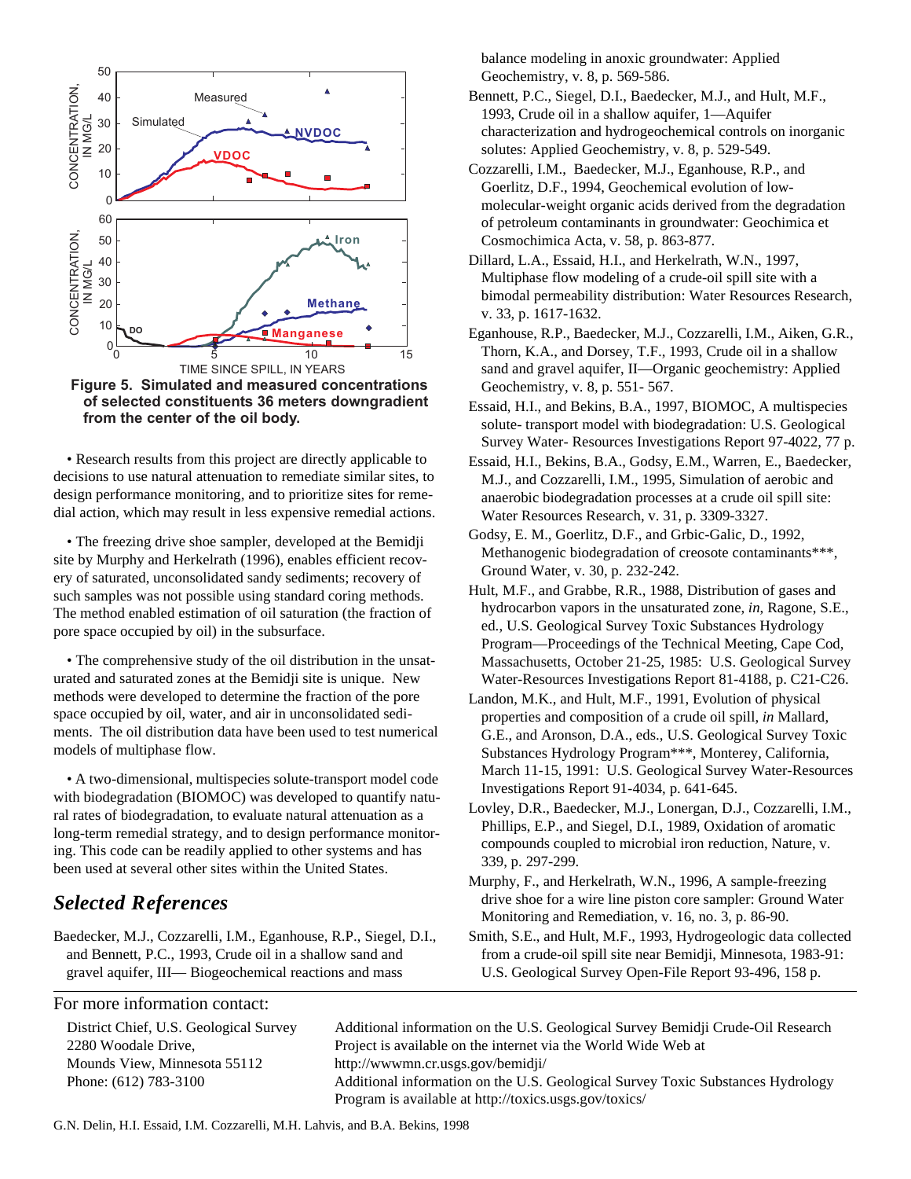50
40
30
20
10
0
CONCENTRATION, IN MG/L
Measured
Simulated
NVDOC
VDOC

60
50
40
30
20
10
0
CONCENTRATION, IN MG/L
Iron
Methane
Manganese
DO
0
5
10
15
TIME SINCE SPILL, IN YEARS

**Figure 5. Simulated and measured concentrations of selected constituents 36 meters downgradient from the center of the oil body.**

- Research results from this project are directly applicable to decisions to use natural attenuation to remediate similar sites, to design performance monitoring, and to prioritize sites for remedial action, which may result in less expensive remedial actions.

- The freezing drive shoe sampler, developed at the Bemidji site by Murphy and Herkelrath (1996), enables efficient recovery of saturated, unconsolidated sandy sediments; recovery of such samples was not possible using standard coring methods. The method enabled estimation of oil saturation (the fraction of pore space occupied by oil) in the subsurface.

- The comprehensive study of the oil distribution in the unsaturated and saturated zones at the Bemidji site is unique. New methods were developed to determine the fraction of the pore space occupied by oil, water, and air in unconsolidated sediments. The oil distribution data have been used to test numerical models of multiphase flow.

- A two-dimensional, multispecies solute-transport model code with biodegradation (BIOMOC) was developed to quantify natural rates of biodegradation, to evaluate natural attenuation as a long-term remedial strategy, and to design performance monitoring. This code can be readily applied to other systems and has been used at several other sites within the United States.

## *Selected References*

Baedecker, M.J., Cozzarelli, I.M., Eganhouse, R.P., Siegel, D.I., and Bennett, P.C., 1993, Crude oil in a shallow sand and gravel aquifer, III— Biogeochemical reactions and mass balance modeling in anoxic groundwater: Applied Geochemistry, v. 8, p. 569-586.

Bennett, P.C., Siegel, D.I., Baedecker, M.J., and Hult, M.F., 1993, Crude oil in a shallow aquifer, 1—Aquifer characterization and hydrogeochemical controls on inorganic solutes: Applied Geochemistry, v. 8, p. 529-549.

Cozzarelli, I.M., Baedecker, M.J., Eganhouse, R.P., and Goerlitz, D.F., 1994, Geochemical evolution of low-molecular-weight organic acids derived from the degradation of petroleum contaminants in groundwater: Geochimica et Cosmochimica Acta, v. 58, p. 863-877.

Dillard, L.A., Essaid, H.I., and Herkelrath, W.N., 1997, Multiphase flow modeling of a crude-oil spill site with a bimodal permeability distribution: Water Resources Research, v. 33, p. 1617-1632.

Eganhouse, R.P., Baedecker, M.J., Cozzarelli, I.M., Aiken, G.R., Thorn, K.A., and Dorsey, T.F., 1993, Crude oil in a shallow sand and gravel aquifer, II—Organic geochemistry: Applied Geochemistry, v. 8, p. 551- 567.

Essaid, H.I., and Bekins, B.A., 1997, BIOMOC, A multispecies solute- transport model with biodegradation: U.S. Geological Survey Water- Resources Investigations Report 97-4022, 77 p.

Essaid, H.I., Bekins, B.A., Godsy, E.M., Warren, E., Baedecker, M.J., and Cozzarelli, I.M., 1995, Simulation of aerobic and anaerobic biodegradation processes at a crude oil spill site: Water Resources Research, v. 31, p. 3309-3327.

Godsy, E. M., Goerlitz, D.F., and Grbic-Galic, D., 1992, Methanogenic biodegradation of creosote contaminants***, Ground Water, v. 30, p. 232-242.

Hult, M.F., and Grabbe, R.R., 1988, Distribution of gases and hydrocarbon vapors in the unsaturated zone, *in*, Ragone, S.E., ed., U.S. Geological Survey Toxic Substances Hydrology Program—Proceedings of the Technical Meeting, Cape Cod, Massachusetts, October 21-25, 1985: U.S. Geological Survey Water-Resources Investigations Report 81-4188, p. C21-C26.

Landon, M.K., and Hult, M.F., 1991, Evolution of physical properties and composition of a crude oil spill, *in* Mallard, G.E., and Aronson, D.A., eds., U.S. Geological Survey Toxic Substances Hydrology Program***, Monterey, California, March 11-15, 1991: U.S. Geological Survey Water-Resources Investigations Report 91-4034, p. 641-645.

Lovley, D.R., Baedecker, M.J., Lonergan, D.J., Cozzarelli, I.M., Phillips, E.P., and Siegel, D.I., 1989, Oxidation of aromatic compounds coupled to microbial iron reduction, Nature, v. 339, p. 297-299.

Murphy, F., and Herkelrath, W.N., 1996, A sample-freezing drive shoe for a wire line piston core sampler: Ground Water Monitoring and Remediation, v. 16, no. 3, p. 86-90.

Smith, S.E., and Hult, M.F., 1993, Hydrogeologic data collected from a crude-oil spill site near Bemidji, Minnesota, 1983-91: U.S. Geological Survey Open-File Report 93-496, 158 p.

---

For more information contact:

District Chief, U.S. Geological Survey
2280 Woodale Drive,
Mounds View, Minnesota 55112
Phone: (612) 783-3100

Additional information on the U.S. Geological Survey Bemidji Crude-Oil Research Project is available on the internet via the World Wide Web at http://wwwmn.cr.usgs.gov/bemidji/

Additional information on the U.S. Geological Survey Toxic Substances Hydrology Program is available at http://toxics.usgs.gov/toxics/

G.N. Delin, H.I. Essaid, I.M. Cozzarelli, M.H. Lahvis, and B.A. Bekins, 1998